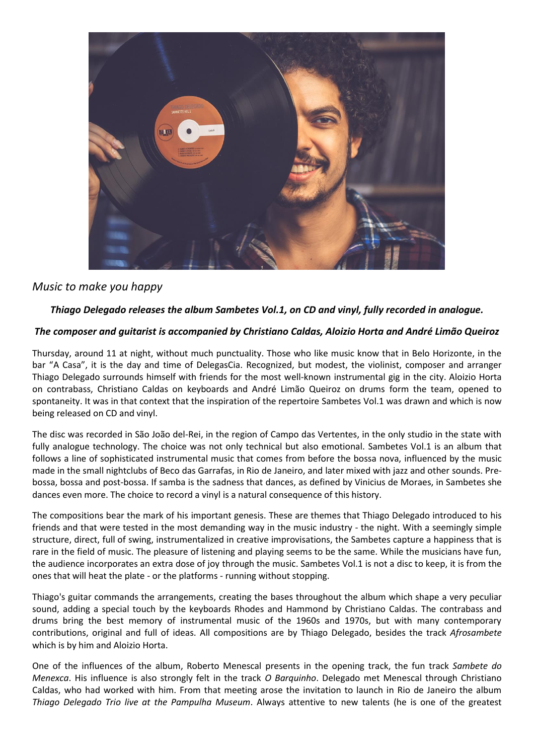*Music to make you happy*

***Thiago Delegado releases the album Sambetes Vol.1, on CD and vinyl, fully recorded in analogue.***

***The composer and guitarist is accompanied by Christiano Caldas, Aloizio Horta and André Limão Queiroz***

Thursday, around 11 at night, without much punctuality. Those who like music know that in Belo Horizonte, in the bar "A Casa", it is the day and time of DelegasCia. Recognized, but modest, the violinist, composer and arranger Thiago Delegado surrounds himself with friends for the most well-known instrumental gig in the city. Aloizio Horta on contrabass, Christiano Caldas on keyboards and André Limão Queiroz on drums form the team, opened to spontaneity. It was in that context that the inspiration of the repertoire Sambetes Vol.1 was drawn and which is now being released on CD and vinyl.

The disc was recorded in São João del-Rei, in the region of Campo das Vertentes, in the only studio in the state with fully analogue technology. The choice was not only technical but also emotional. Sambetes Vol.1 is an album that follows a line of sophisticated instrumental music that comes from before the bossa nova, influenced by the music made in the small nightclubs of Beco das Garrafas, in Rio de Janeiro, and later mixed with jazz and other sounds. Pre-bossa, bossa and post-bossa. If samba is the sadness that dances, as defined by Vinicius de Moraes, in Sambetes she dances even more. The choice to record a vinyl is a natural consequence of this history.

The compositions bear the mark of his important genesis. These are themes that Thiago Delegado introduced to his friends and that were tested in the most demanding way in the music industry - the night. With a seemingly simple structure, direct, full of swing, instrumentalized in creative improvisations, the Sambetes capture a happiness that is rare in the field of music. The pleasure of listening and playing seems to be the same. While the musicians have fun, the audience incorporates an extra dose of joy through the music. Sambetes Vol.1 is not a disc to keep, it is from the ones that will heat the plate - or the platforms - running without stopping.

Thiago's guitar commands the arrangements, creating the bases throughout the album which shape a very peculiar sound, adding a special touch by the keyboards Rhodes and Hammond by Christiano Caldas. The contrabass and drums bring the best memory of instrumental music of the 1960s and 1970s, but with many contemporary contributions, original and full of ideas. All compositions are by Thiago Delegado, besides the track *Afrosambete* which is by him and Aloizio Horta.

One of the influences of the album, Roberto Menescal presents in the opening track, the fun track *Sambete do Menexca*. His influence is also strongly felt in the track *O Barquinho*. Delegado met Menescal through Christiano Caldas, who had worked with him. From that meeting arose the invitation to launch in Rio de Janeiro the album *Thiago Delegado Trio live at the Pampulha Museum*. Always attentive to new talents (he is one of the greatest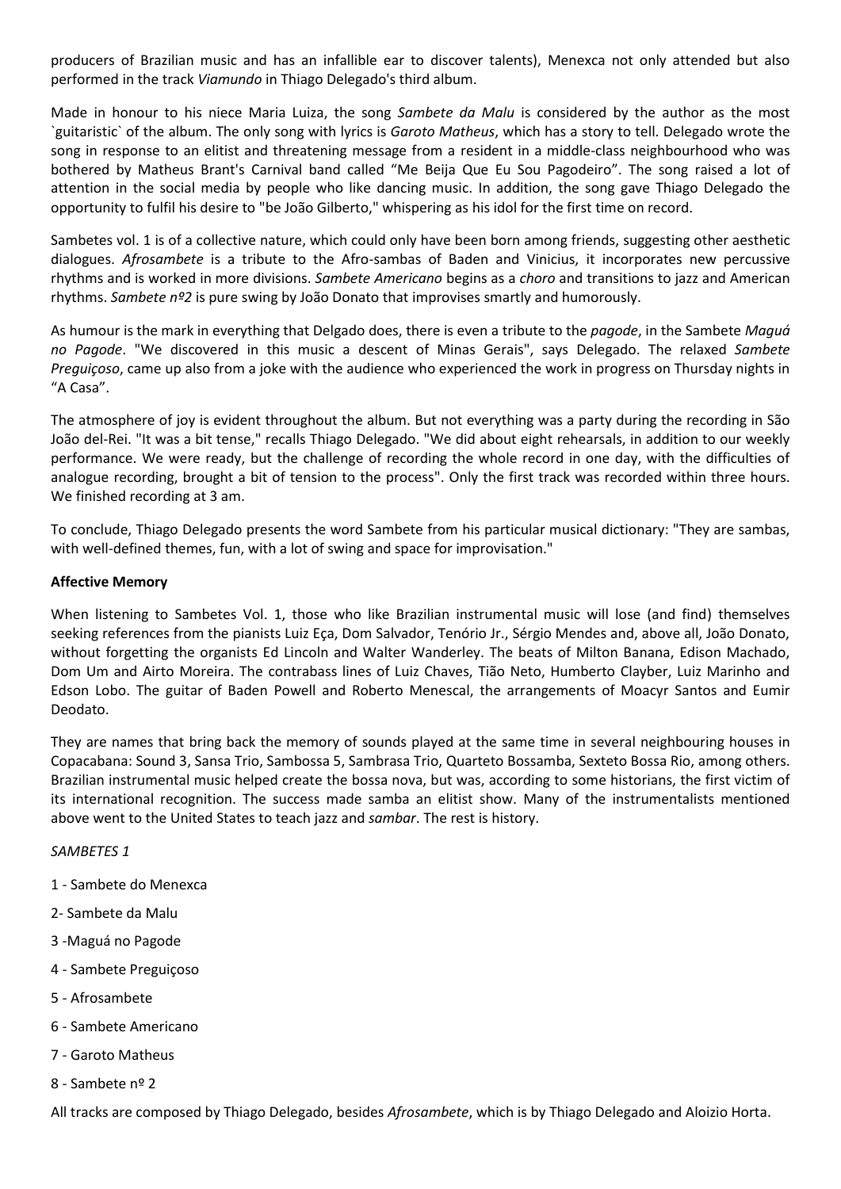producers of Brazilian music and has an infallible ear to discover talents), Menexca not only attended but also performed in the track *Viamundo* in Thiago Delegado's third album.

Made in honour to his niece Maria Luiza, the song *Sambete da Malu* is considered by the author as the most `guitaristic` of the album. The only song with lyrics is *Garoto Matheus*, which has a story to tell. Delegado wrote the song in response to an elitist and threatening message from a resident in a middle-class neighbourhood who was bothered by Matheus Brant's Carnival band called "Me Beija Que Eu Sou Pagodeiro". The song raised a lot of attention in the social media by people who like dancing music. In addition, the song gave Thiago Delegado the opportunity to fulfil his desire to "be João Gilberto," whispering as his idol for the first time on record.

Sambetes vol. 1 is of a collective nature, which could only have been born among friends, suggesting other aesthetic dialogues. *Afrosambete* is a tribute to the Afro-sambas of Baden and Vinicius, it incorporates new percussive rhythms and is worked in more divisions. *Sambete Americano* begins as a *choro* and transitions to jazz and American rhythms. *Sambete nº2* is pure swing by João Donato that improvises smartly and humorously.

As humour is the mark in everything that Delgado does, there is even a tribute to the *pagode*, in the Sambete *Maguá no Pagode*. "We discovered in this music a descent of Minas Gerais", says Delegado. The relaxed *Sambete Preguiçoso*, came up also from a joke with the audience who experienced the work in progress on Thursday nights in "A Casa".

The atmosphere of joy is evident throughout the album. But not everything was a party during the recording in São João del-Rei. "It was a bit tense," recalls Thiago Delegado. "We did about eight rehearsals, in addition to our weekly performance. We were ready, but the challenge of recording the whole record in one day, with the difficulties of analogue recording, brought a bit of tension to the process". Only the first track was recorded within three hours. We finished recording at 3 am.

To conclude, Thiago Delegado presents the word Sambete from his particular musical dictionary: "They are sambas, with well-defined themes, fun, with a lot of swing and space for improvisation."

**Affective Memory**

When listening to Sambetes Vol. 1, those who like Brazilian instrumental music will lose (and find) themselves seeking references from the pianists Luiz Eça, Dom Salvador, Tenório Jr., Sérgio Mendes and, above all, João Donato, without forgetting the organists Ed Lincoln and Walter Wanderley. The beats of Milton Banana, Edison Machado, Dom Um and Airto Moreira. The contrabass lines of Luiz Chaves, Tião Neto, Humberto Clayber, Luiz Marinho and Edson Lobo. The guitar of Baden Powell and Roberto Menescal, the arrangements of Moacyr Santos and Eumir Deodato.

They are names that bring back the memory of sounds played at the same time in several neighbouring houses in Copacabana: Sound 3, Sansa Trio, Sambossa 5, Sambrasa Trio, Quarteto Bossamba, Sexteto Bossa Rio, among others. Brazilian instrumental music helped create the bossa nova, but was, according to some historians, the first victim of its international recognition. The success made samba an elitist show. Many of the instrumentalists mentioned above went to the United States to teach jazz and *sambar*. The rest is history.

*SAMBETES 1*

1 - Sambete do Menexca

2- Sambete da Malu

3 -Maguá no Pagode

4 - Sambete Preguiçoso

5 - Afrosambete

6 - Sambete Americano

7 - Garoto Matheus

8 - Sambete nº 2

All tracks are composed by Thiago Delegado, besides *Afrosambete*, which is by Thiago Delegado and Aloizio Horta.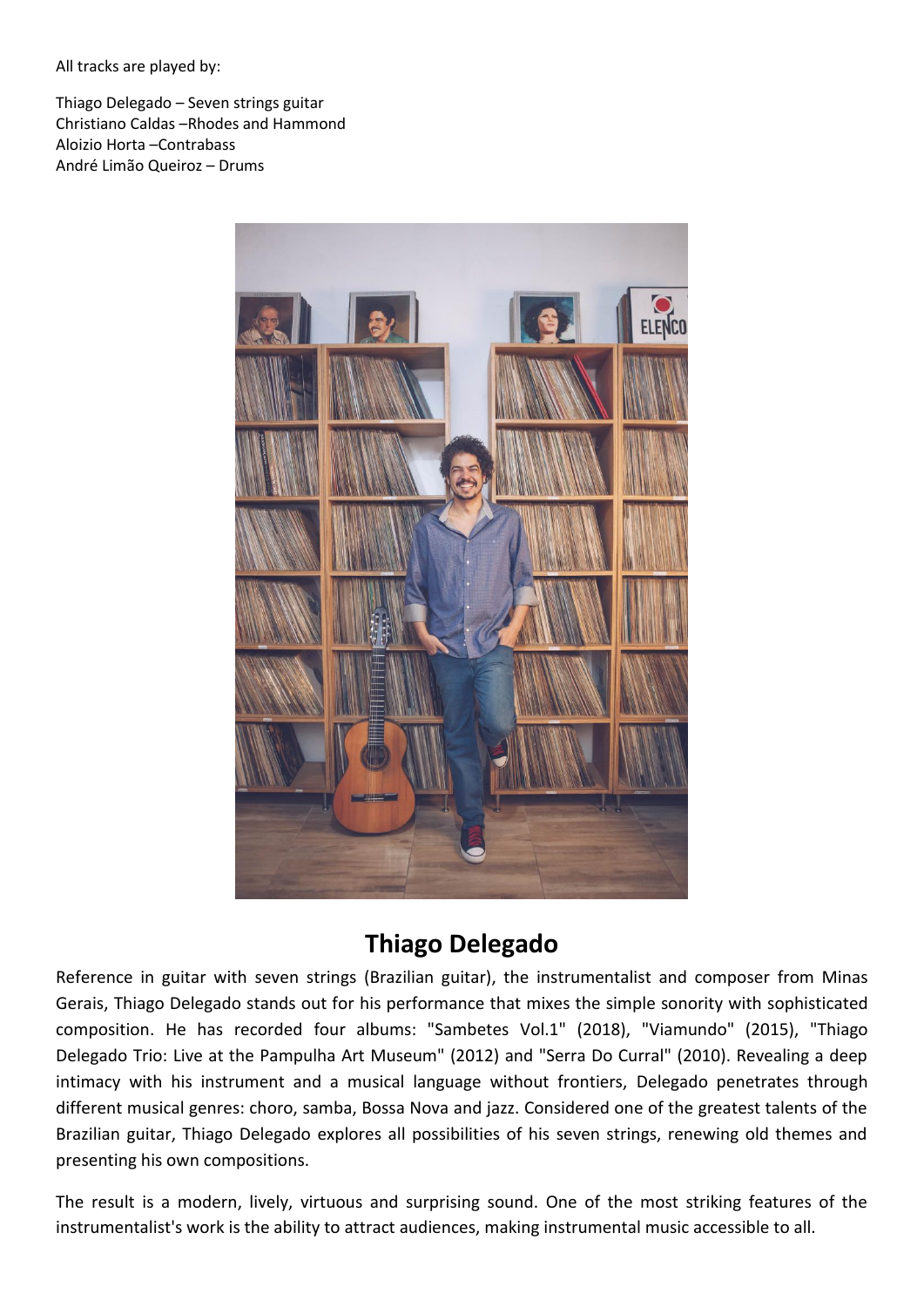All tracks are played by:

Thiago Delegado – Seven strings guitar
Christiano Caldas –Rhodes and Hammond
Aloizio Horta –Contrabass
André Limão Queiroz – Drums

## Thiago Delegado

Reference in guitar with seven strings (Brazilian guitar), the instrumentalist and composer from Minas Gerais, Thiago Delegado stands out for his performance that mixes the simple sonority with sophisticated composition. He has recorded four albums: "Sambetes Vol.1" (2018), "Viamundo" (2015), "Thiago Delegado Trio: Live at the Pampulha Art Museum" (2012) and "Serra Do Curral" (2010). Revealing a deep intimacy with his instrument and a musical language without frontiers, Delegado penetrates through different musical genres: choro, samba, Bossa Nova and jazz. Considered one of the greatest talents of the Brazilian guitar, Thiago Delegado explores all possibilities of his seven strings, renewing old themes and presenting his own compositions.

The result is a modern, lively, virtuous and surprising sound. One of the most striking features of the instrumentalist's work is the ability to attract audiences, making instrumental music accessible to all.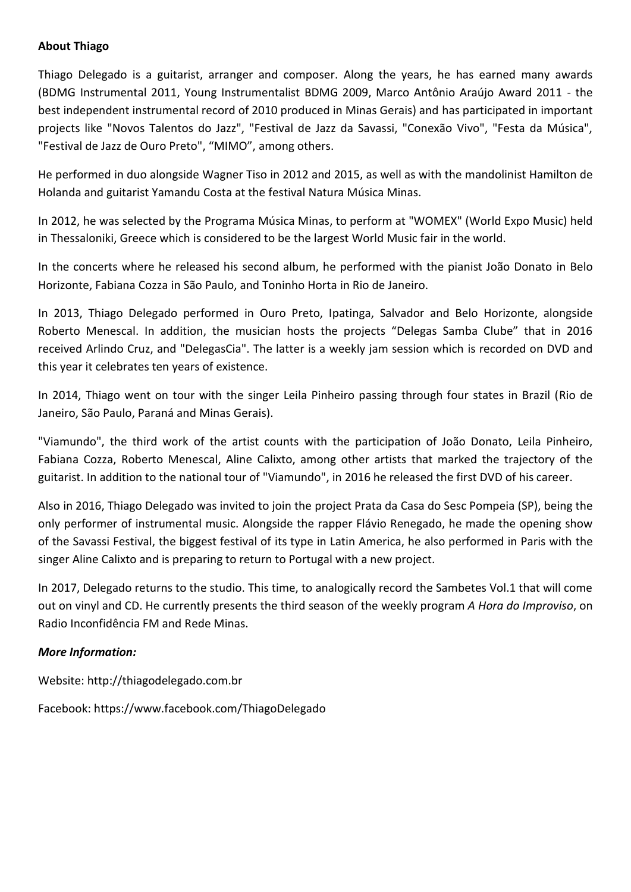**About Thiago**

Thiago Delegado is a guitarist, arranger and composer. Along the years, he has earned many awards (BDMG Instrumental 2011, Young Instrumentalist BDMG 2009, Marco Antônio Araújo Award 2011 - the best independent instrumental record of 2010 produced in Minas Gerais) and has participated in important projects like "Novos Talentos do Jazz", "Festival de Jazz da Savassi, "Conexão Vivo", "Festa da Música", "Festival de Jazz de Ouro Preto", "MIMO", among others.

He performed in duo alongside Wagner Tiso in 2012 and 2015, as well as with the mandolinist Hamilton de Holanda and guitarist Yamandu Costa at the festival Natura Música Minas.

In 2012, he was selected by the Programa Música Minas, to perform at "WOMEX" (World Expo Music) held in Thessaloniki, Greece which is considered to be the largest World Music fair in the world.

In the concerts where he released his second album, he performed with the pianist João Donato in Belo Horizonte, Fabiana Cozza in São Paulo, and Toninho Horta in Rio de Janeiro.

In 2013, Thiago Delegado performed in Ouro Preto, Ipatinga, Salvador and Belo Horizonte, alongside Roberto Menescal. In addition, the musician hosts the projects "Delegas Samba Clube" that in 2016 received Arlindo Cruz, and "DelegasCia". The latter is a weekly jam session which is recorded on DVD and this year it celebrates ten years of existence.

In 2014, Thiago went on tour with the singer Leila Pinheiro passing through four states in Brazil (Rio de Janeiro, São Paulo, Paraná and Minas Gerais).

"Viamundo", the third work of the artist counts with the participation of João Donato, Leila Pinheiro, Fabiana Cozza, Roberto Menescal, Aline Calixto, among other artists that marked the trajectory of the guitarist. In addition to the national tour of "Viamundo", in 2016 he released the first DVD of his career.

Also in 2016, Thiago Delegado was invited to join the project Prata da Casa do Sesc Pompeia (SP), being the only performer of instrumental music. Alongside the rapper Flávio Renegado, he made the opening show of the Savassi Festival, the biggest festival of its type in Latin America, he also performed in Paris with the singer Aline Calixto and is preparing to return to Portugal with a new project.

In 2017, Delegado returns to the studio. This time, to analogically record the Sambetes Vol.1 that will come out on vinyl and CD. He currently presents the third season of the weekly program *A Hora do Improviso*, on Radio Inconfidência FM and Rede Minas.

***More Information:***

Website: http://thiagodelegado.com.br

Facebook: https://www.facebook.com/ThiagoDelegado